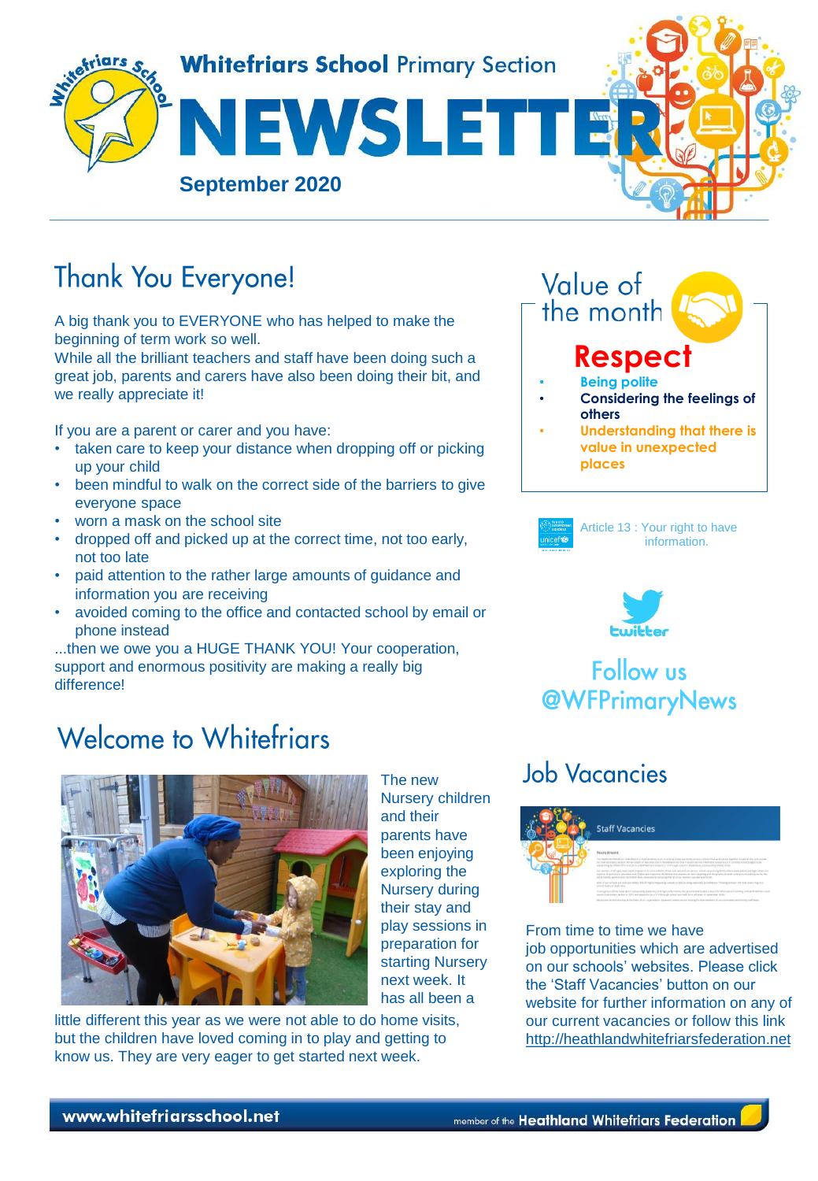# Whitefriars School Primary Section

# NEWSLETTER

**September 2020**

## Thank You Everyone!

A big thank you to EVERYONE who has helped to make the beginning of term work so well.
While all the brilliant teachers and staff have been doing such a great job, parents and carers have also been doing their bit, and we really appreciate it!

If you are a parent or carer and you have:

- taken care to keep your distance when dropping off or picking up your child
- been mindful to walk on the correct side of the barriers to give everyone space
- worn a mask on the school site
- dropped off and picked up at the correct time, not too early, not too late
- paid attention to the rather large amounts of guidance and information you are receiving
- avoided coming to the office and contacted school by email or phone instead

...then we owe you a HUGE THANK YOU! Your cooperation, support and enormous positivity are making a really big difference!

## Welcome to Whitefriars

The new Nursery children and their parents have been enjoying exploring the Nursery during their stay and play sessions in preparation for starting Nursery next week. It has all been a little different this year as we were not able to do home visits, but the children have loved coming in to play and getting to know us. They are very eager to get started next week.

## Value of the month

**Respect**

- **Being polite**
- **Considering the feelings of others**
- **Understanding that there is value in unexpected places**

Article 13 : Your right to have information.

twitter

Follow us @WFPrimaryNews

## Job Vacancies

From time to time we have job opportunities which are advertised on our schools' websites. Please click the 'Staff Vacancies' button on our website for further information on any of our current vacancies or follow this link http://heathlandwhitefriarsfederation.net

www.whitefriarsschool.net

member of the Heathland Whitefriars Federation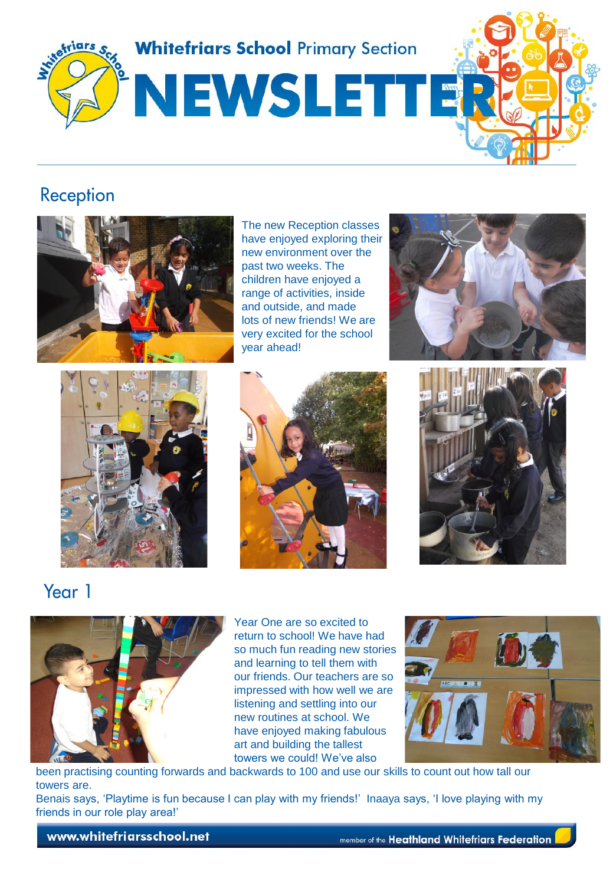# Whitefriars School Primary Section NEWSLETTER

## Reception

The new Reception classes have enjoyed exploring their new environment over the past two weeks. The children have enjoyed a range of activities, inside and outside, and made lots of new friends! We are very excited for the school year ahead!

## Year 1

Year One are so excited to return to school! We have had so much fun reading new stories and learning to tell them with our friends. Our teachers are so impressed with how well we are listening and settling into our new routines at school. We have enjoyed making fabulous art and building the tallest towers we could! We've also been practising counting forwards and backwards to 100 and use our skills to count out how tall our towers are.

Benais says, 'Playtime is fun because I can play with my friends!' Inaaya says, 'I love playing with my friends in our role play area!'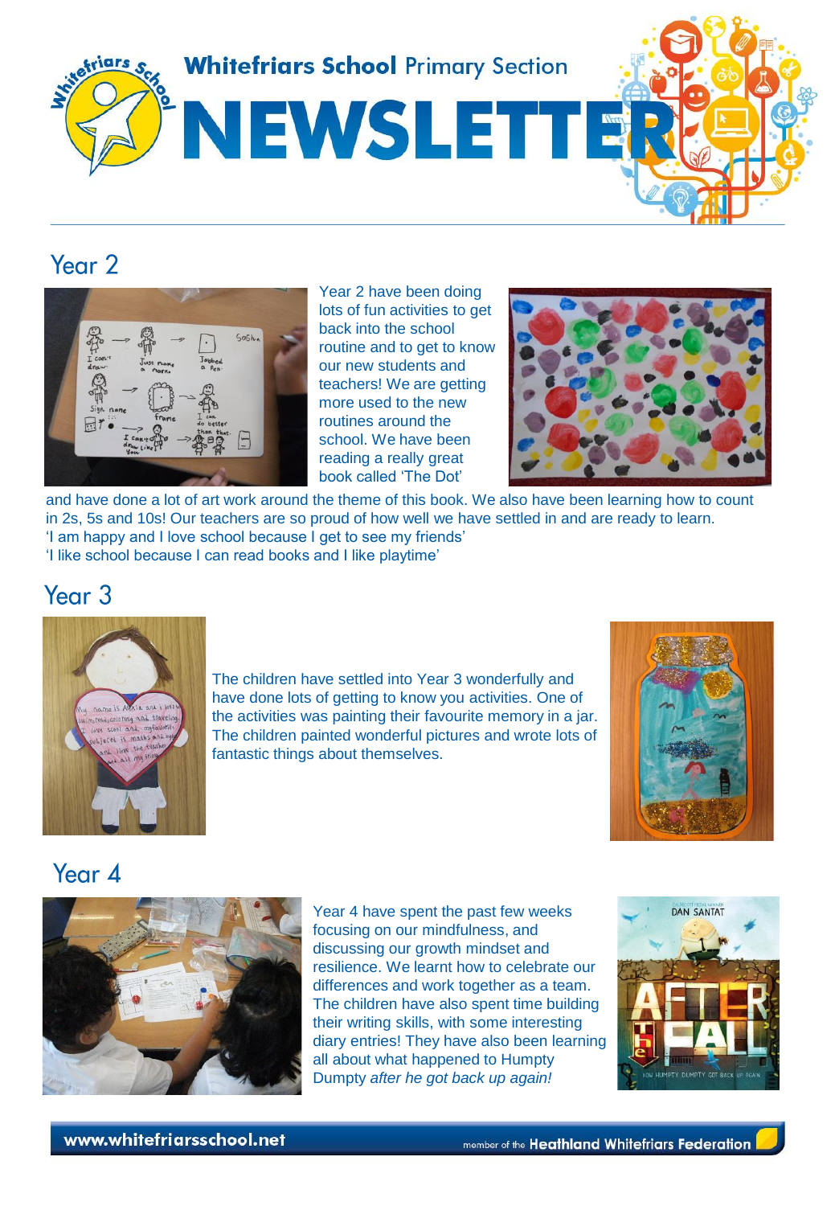# Whitefriars School Primary Section NEWSLETTER

## Year 2

Year 2 have been doing lots of fun activities to get back into the school routine and to get to know our new students and teachers! We are getting more used to the new routines around the school. We have been reading a really great book called 'The Dot' and have done a lot of art work around the theme of this book. We also have been learning how to count in 2s, 5s and 10s! Our teachers are so proud of how well we have settled in and are ready to learn.

'I am happy and I love school because I get to see my friends'

'I like school because I can read books and I like playtime'

## Year 3

The children have settled into Year 3 wonderfully and have done lots of getting to know you activities. One of the activities was painting their favourite memory in a jar. The children painted wonderful pictures and wrote lots of fantastic things about themselves.

## Year 4

Year 4 have spent the past few weeks focusing on our mindfulness, and discussing our growth mindset and resilience. We learnt how to celebrate our differences and work together as a team. The children have also spent time building their writing skills, with some interesting diary entries! They have also been learning all about what happened to Humpty Dumpty *after he got back up again!*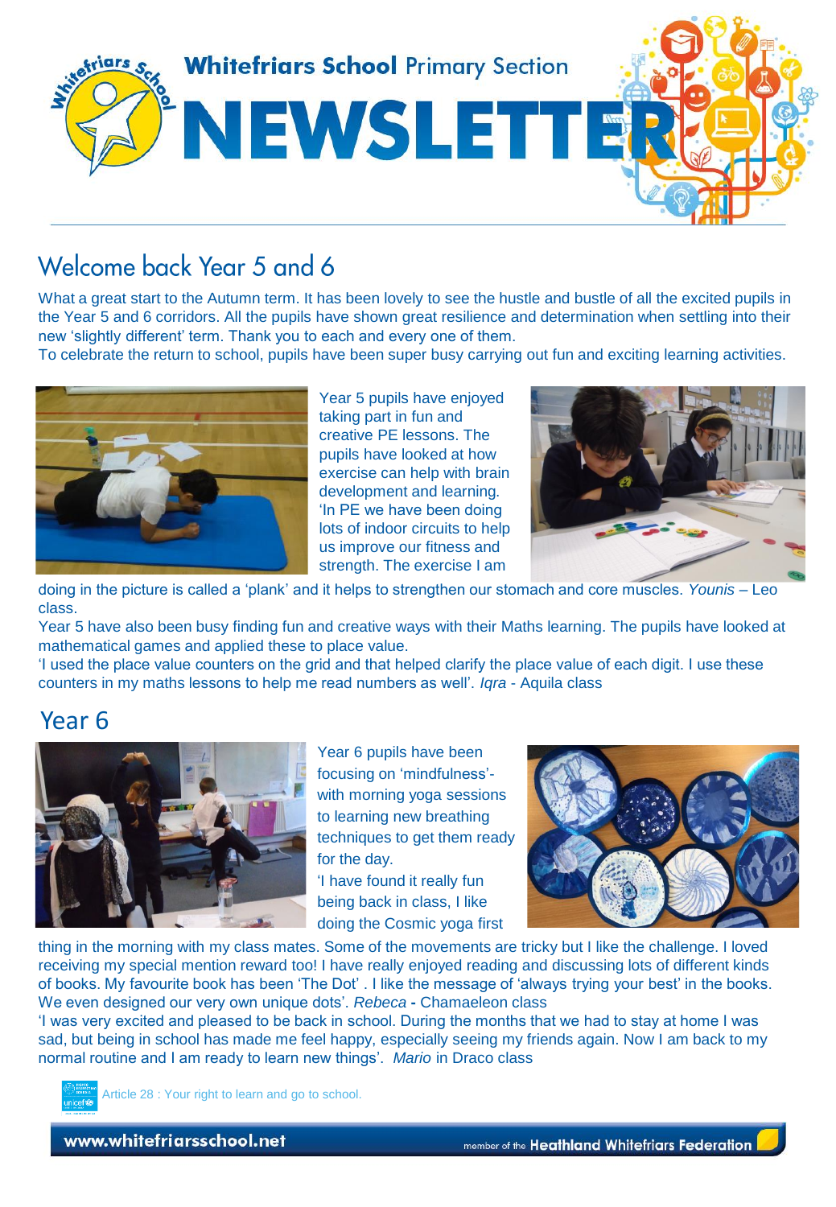# Whitefriars School Primary Section NEWSLETTER

## Welcome back Year 5 and 6

What a great start to the Autumn term. It has been lovely to see the hustle and bustle of all the excited pupils in the Year 5 and 6 corridors. All the pupils have shown great resilience and determination when settling into their new 'slightly different' term. Thank you to each and every one of them.

To celebrate the return to school, pupils have been super busy carrying out fun and exciting learning activities.

Year 5 pupils have enjoyed taking part in fun and creative PE lessons. The pupils have looked at how exercise can help with brain development and learning. 'In PE we have been doing lots of indoor circuits to help us improve our fitness and strength. The exercise I am doing in the picture is called a 'plank' and it helps to strengthen our stomach and core muscles. *Younis* – Leo class.

Year 5 have also been busy finding fun and creative ways with their Maths learning. The pupils have looked at mathematical games and applied these to place value.

'I used the place value counters on the grid and that helped clarify the place value of each digit. I use these counters in my maths lessons to help me read numbers as well'. *Iqra* - Aquila class

## Year 6

Year 6 pupils have been focusing on 'mindfulness'- with morning yoga sessions to learning new breathing techniques to get them ready for the day.

'I have found it really fun being back in class, I like doing the Cosmic yoga first thing in the morning with my class mates. Some of the movements are tricky but I like the challenge. I loved receiving my special mention reward too! I have really enjoyed reading and discussing lots of different kinds of books. My favourite book has been 'The Dot' . I like the message of 'always trying your best' in the books. We even designed our very own unique dots'. *Rebeca* **-** Chamaeleon class

'I was very excited and pleased to be back in school. During the months that we had to stay at home I was sad, but being in school has made me feel happy, especially seeing my friends again. Now I am back to my normal routine and I am ready to learn new things'. *Mario* in Draco class

Article 28 : Your right to learn and go to school.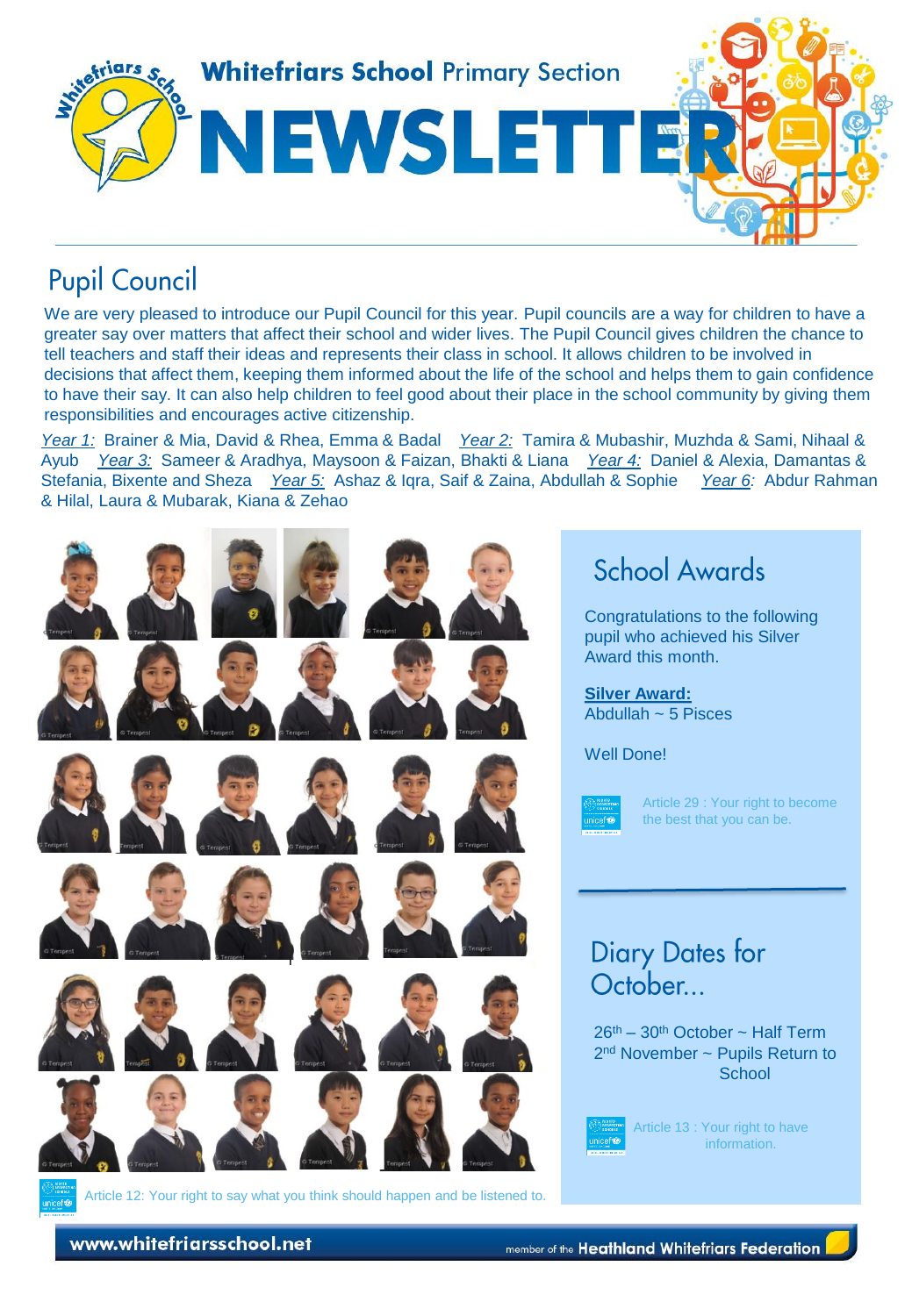# Whitefriars School Primary Section NEWSLETTER

## Pupil Council

We are very pleased to introduce our Pupil Council for this year. Pupil councils are a way for children to have a greater say over matters that affect their school and wider lives. The Pupil Council gives children the chance to tell teachers and staff their ideas and represents their class in school. It allows children to be involved in decisions that affect them, keeping them informed about the life of the school and helps them to gain confidence to have their say. It can also help children to feel good about their place in the school community by giving them responsibilities and encourages active citizenship.

*Year 1:* Brainer & Mia, David & Rhea, Emma & Badal *Year 2:* Tamira & Mubashir, Muzhda & Sami, Nihaal & Ayub *Year 3:* Sameer & Aradhya, Maysoon & Faizan, Bhakti & Liana *Year 4:* Daniel & Alexia, Damantas & Stefania, Bixente and Sheza *Year 5:* Ashaz & Iqra, Saif & Zaina, Abdullah & Sophie *Year 6:* Abdur Rahman & Hilal, Laura & Mubarak, Kiana & Zehao

Article 12: Your right to say what you think should happen and be listened to.

## School Awards

Congratulations to the following pupil who achieved his Silver Award this month.

**Silver Award:**
Abdullah ~ 5 Pisces

Well Done!

Article 29 : Your right to become the best that you can be.

## Diary Dates for October...

26th – 30th October ~ Half Term
2nd November ~ Pupils Return to School

Article 13 : Your right to have information.

www.whitefriarsschool.net

member of the Heathland Whitefriars Federation